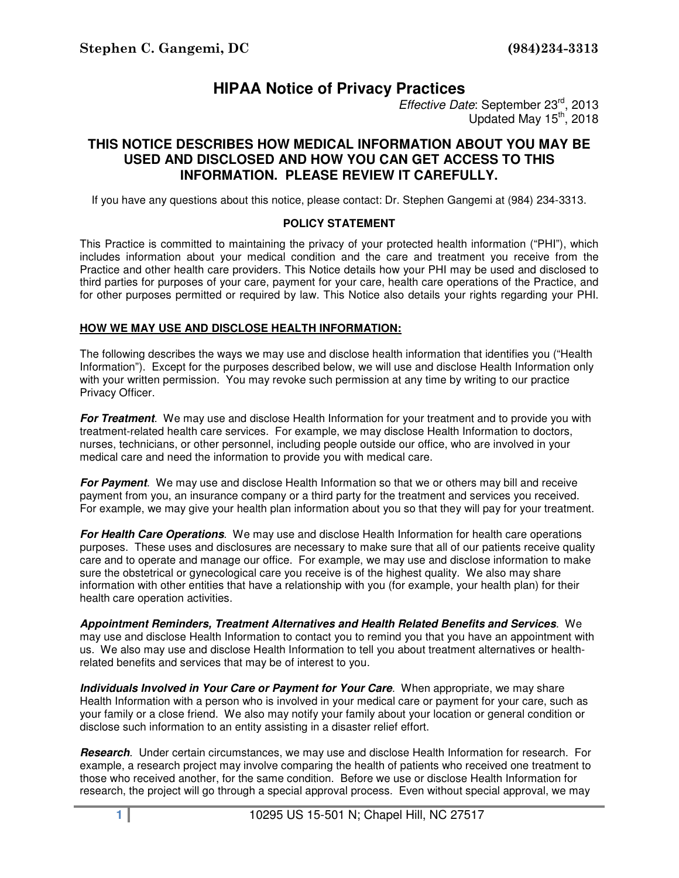# HIPAA Notice of Privacy Practices

*Effective Date*: September 23rd, 2013
Updated May 15th, 2018

## THIS NOTICE DESCRIBES HOW MEDICAL INFORMATION ABOUT YOU MAY BE USED AND DISCLOSED AND HOW YOU CAN GET ACCESS TO THIS INFORMATION. PLEASE REVIEW IT CAREFULLY.

If you have any questions about this notice, please contact: Dr. Stephen Gangemi at (984) 234-3313.

### POLICY STATEMENT

This Practice is committed to maintaining the privacy of your protected health information ("PHI"), which includes information about your medical condition and the care and treatment you receive from the Practice and other health care providers. This Notice details how your PHI may be used and disclosed to third parties for purposes of your care, payment for your care, health care operations of the Practice, and for other purposes permitted or required by law. This Notice also details your rights regarding your PHI.

### HOW WE MAY USE AND DISCLOSE HEALTH INFORMATION:

The following describes the ways we may use and disclose health information that identifies you ("Health Information"). Except for the purposes described below, we will use and disclose Health Information only with your written permission. You may revoke such permission at any time by writing to our practice Privacy Officer.

***For Treatment***. We may use and disclose Health Information for your treatment and to provide you with treatment-related health care services. For example, we may disclose Health Information to doctors, nurses, technicians, or other personnel, including people outside our office, who are involved in your medical care and need the information to provide you with medical care.

***For Payment***. We may use and disclose Health Information so that we or others may bill and receive payment from you, an insurance company or a third party for the treatment and services you received. For example, we may give your health plan information about you so that they will pay for your treatment.

***For Health Care Operations***. We may use and disclose Health Information for health care operations purposes. These uses and disclosures are necessary to make sure that all of our patients receive quality care and to operate and manage our office. For example, we may use and disclose information to make sure the obstetrical or gynecological care you receive is of the highest quality. We also may share information with other entities that have a relationship with you (for example, your health plan) for their health care operation activities.

***Appointment Reminders, Treatment Alternatives and Health Related Benefits and Services***. We may use and disclose Health Information to contact you to remind you that you have an appointment with us. We also may use and disclose Health Information to tell you about treatment alternatives or health-related benefits and services that may be of interest to you.

***Individuals Involved in Your Care or Payment for Your Care***. When appropriate, we may share Health Information with a person who is involved in your medical care or payment for your care, such as your family or a close friend. We also may notify your family about your location or general condition or disclose such information to an entity assisting in a disaster relief effort.

***Research***. Under certain circumstances, we may use and disclose Health Information for research. For example, a research project may involve comparing the health of patients who received one treatment to those who received another, for the same condition. Before we use or disclose Health Information for research, the project will go through a special approval process. Even without special approval, we may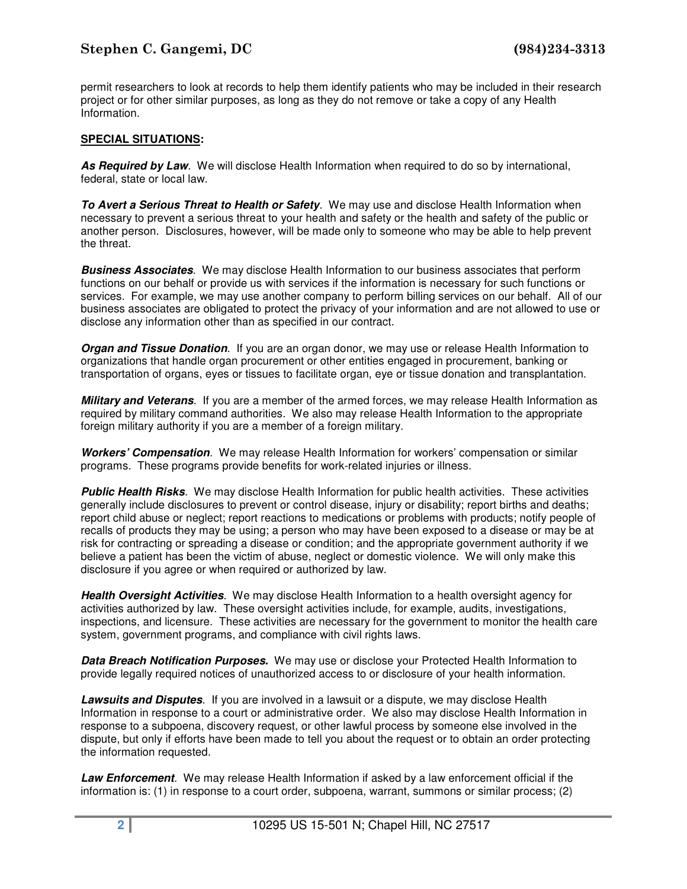permit researchers to look at records to help them identify patients who may be included in their research project or for other similar purposes, as long as they do not remove or take a copy of any Health Information.

**<u>SPECIAL SITUATIONS</u>:**

***As Required by Law***. We will disclose Health Information when required to do so by international, federal, state or local law.

***To Avert a Serious Threat to Health or Safety***. We may use and disclose Health Information when necessary to prevent a serious threat to your health and safety or the health and safety of the public or another person. Disclosures, however, will be made only to someone who may be able to help prevent the threat.

***Business Associates***. We may disclose Health Information to our business associates that perform functions on our behalf or provide us with services if the information is necessary for such functions or services. For example, we may use another company to perform billing services on our behalf. All of our business associates are obligated to protect the privacy of your information and are not allowed to use or disclose any information other than as specified in our contract.

***Organ and Tissue Donation***. If you are an organ donor, we may use or release Health Information to organizations that handle organ procurement or other entities engaged in procurement, banking or transportation of organs, eyes or tissues to facilitate organ, eye or tissue donation and transplantation.

***Military and Veterans***. If you are a member of the armed forces, we may release Health Information as required by military command authorities. We also may release Health Information to the appropriate foreign military authority if you are a member of a foreign military.

***Workers' Compensation***. We may release Health Information for workers' compensation or similar programs. These programs provide benefits for work-related injuries or illness.

***Public Health Risks***. We may disclose Health Information for public health activities. These activities generally include disclosures to prevent or control disease, injury or disability; report births and deaths; report child abuse or neglect; report reactions to medications or problems with products; notify people of recalls of products they may be using; a person who may have been exposed to a disease or may be at risk for contracting or spreading a disease or condition; and the appropriate government authority if we believe a patient has been the victim of abuse, neglect or domestic violence. We will only make this disclosure if you agree or when required or authorized by law.

***Health Oversight Activities***. We may disclose Health Information to a health oversight agency for activities authorized by law. These oversight activities include, for example, audits, investigations, inspections, and licensure. These activities are necessary for the government to monitor the health care system, government programs, and compliance with civil rights laws.

***Data Breach Notification Purposes.*** We may use or disclose your Protected Health Information to provide legally required notices of unauthorized access to or disclosure of your health information.

***Lawsuits and Disputes***. If you are involved in a lawsuit or a dispute, we may disclose Health Information in response to a court or administrative order. We also may disclose Health Information in response to a subpoena, discovery request, or other lawful process by someone else involved in the dispute, but only if efforts have been made to tell you about the request or to obtain an order protecting the information requested.

***Law Enforcement***. We may release Health Information if asked by a law enforcement official if the information is: (1) in response to a court order, subpoena, warrant, summons or similar process; (2)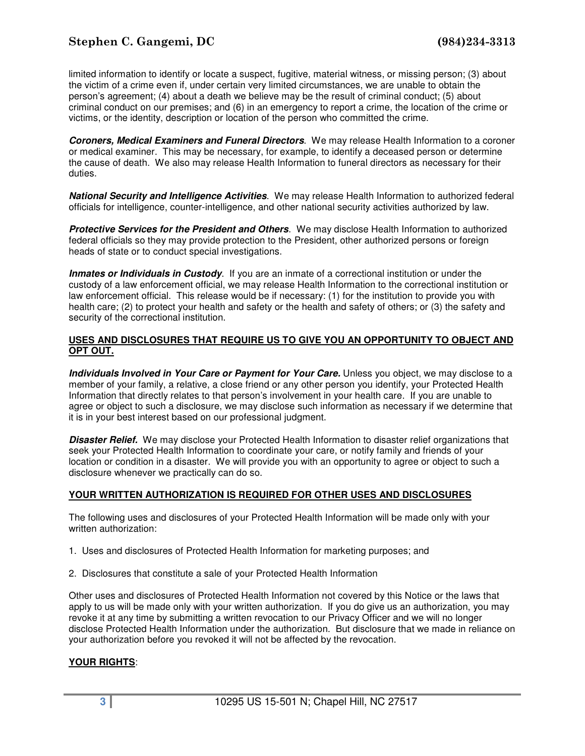limited information to identify or locate a suspect, fugitive, material witness, or missing person; (3) about the victim of a crime even if, under certain very limited circumstances, we are unable to obtain the person's agreement; (4) about a death we believe may be the result of criminal conduct; (5) about criminal conduct on our premises; and (6) in an emergency to report a crime, the location of the crime or victims, or the identity, description or location of the person who committed the crime.

***Coroners, Medical Examiners and Funeral Directors***. We may release Health Information to a coroner or medical examiner. This may be necessary, for example, to identify a deceased person or determine the cause of death. We also may release Health Information to funeral directors as necessary for their duties.

***National Security and Intelligence Activities***. We may release Health Information to authorized federal officials for intelligence, counter-intelligence, and other national security activities authorized by law.

***Protective Services for the President and Others***. We may disclose Health Information to authorized federal officials so they may provide protection to the President, other authorized persons or foreign heads of state or to conduct special investigations.

***Inmates or Individuals in Custody***. If you are an inmate of a correctional institution or under the custody of a law enforcement official, we may release Health Information to the correctional institution or law enforcement official. This release would be if necessary: (1) for the institution to provide you with health care; (2) to protect your health and safety or the health and safety of others; or (3) the safety and security of the correctional institution.

**USES AND DISCLOSURES THAT REQUIRE US TO GIVE YOU AN OPPORTUNITY TO OBJECT AND OPT OUT.**

***Individuals Involved in Your Care or Payment for Your Care.*** Unless you object, we may disclose to a member of your family, a relative, a close friend or any other person you identify, your Protected Health Information that directly relates to that person's involvement in your health care. If you are unable to agree or object to such a disclosure, we may disclose such information as necessary if we determine that it is in your best interest based on our professional judgment.

***Disaster Relief.*** We may disclose your Protected Health Information to disaster relief organizations that seek your Protected Health Information to coordinate your care, or notify family and friends of your location or condition in a disaster. We will provide you with an opportunity to agree or object to such a disclosure whenever we practically can do so.

**YOUR WRITTEN AUTHORIZATION IS REQUIRED FOR OTHER USES AND DISCLOSURES**

The following uses and disclosures of your Protected Health Information will be made only with your written authorization:

1. Uses and disclosures of Protected Health Information for marketing purposes; and

2. Disclosures that constitute a sale of your Protected Health Information

Other uses and disclosures of Protected Health Information not covered by this Notice or the laws that apply to us will be made only with your written authorization. If you do give us an authorization, you may revoke it at any time by submitting a written revocation to our Privacy Officer and we will no longer disclose Protected Health Information under the authorization. But disclosure that we made in reliance on your authorization before you revoked it will not be affected by the revocation.

**YOUR RIGHTS**: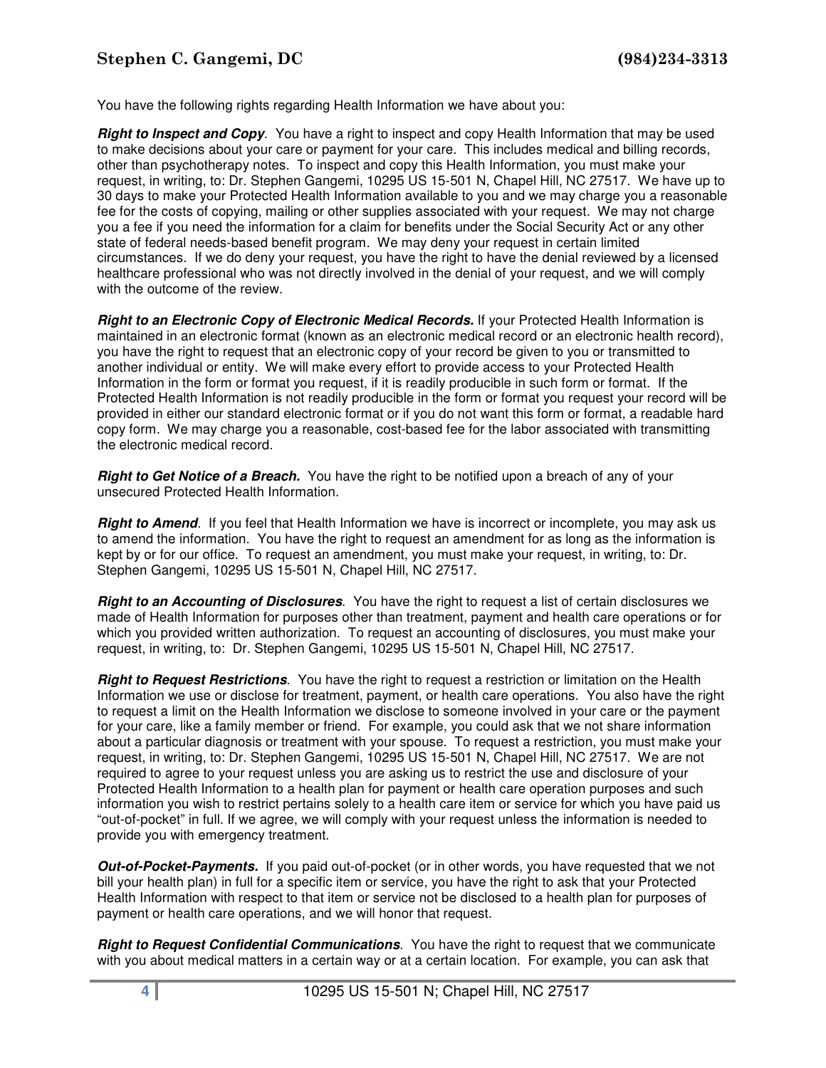You have the following rights regarding Health Information we have about you:

***Right to Inspect and Copy***. You have a right to inspect and copy Health Information that may be used to make decisions about your care or payment for your care. This includes medical and billing records, other than psychotherapy notes. To inspect and copy this Health Information, you must make your request, in writing, to: Dr. Stephen Gangemi, 10295 US 15-501 N, Chapel Hill, NC 27517. We have up to 30 days to make your Protected Health Information available to you and we may charge you a reasonable fee for the costs of copying, mailing or other supplies associated with your request. We may not charge you a fee if you need the information for a claim for benefits under the Social Security Act or any other state of federal needs-based benefit program. We may deny your request in certain limited circumstances. If we do deny your request, you have the right to have the denial reviewed by a licensed healthcare professional who was not directly involved in the denial of your request, and we will comply with the outcome of the review.

***Right to an Electronic Copy of Electronic Medical Records.*** If your Protected Health Information is maintained in an electronic format (known as an electronic medical record or an electronic health record), you have the right to request that an electronic copy of your record be given to you or transmitted to another individual or entity. We will make every effort to provide access to your Protected Health Information in the form or format you request, if it is readily producible in such form or format. If the Protected Health Information is not readily producible in the form or format you request your record will be provided in either our standard electronic format or if you do not want this form or format, a readable hard copy form. We may charge you a reasonable, cost-based fee for the labor associated with transmitting the electronic medical record.

***Right to Get Notice of a Breach.*** You have the right to be notified upon a breach of any of your unsecured Protected Health Information.

***Right to Amend***. If you feel that Health Information we have is incorrect or incomplete, you may ask us to amend the information. You have the right to request an amendment for as long as the information is kept by or for our office. To request an amendment, you must make your request, in writing, to: Dr. Stephen Gangemi, 10295 US 15-501 N, Chapel Hill, NC 27517.

***Right to an Accounting of Disclosures***. You have the right to request a list of certain disclosures we made of Health Information for purposes other than treatment, payment and health care operations or for which you provided written authorization. To request an accounting of disclosures, you must make your request, in writing, to: Dr. Stephen Gangemi, 10295 US 15-501 N, Chapel Hill, NC 27517.

***Right to Request Restrictions***. You have the right to request a restriction or limitation on the Health Information we use or disclose for treatment, payment, or health care operations. You also have the right to request a limit on the Health Information we disclose to someone involved in your care or the payment for your care, like a family member or friend. For example, you could ask that we not share information about a particular diagnosis or treatment with your spouse. To request a restriction, you must make your request, in writing, to: Dr. Stephen Gangemi, 10295 US 15-501 N, Chapel Hill, NC 27517. We are not required to agree to your request unless you are asking us to restrict the use and disclosure of your Protected Health Information to a health plan for payment or health care operation purposes and such information you wish to restrict pertains solely to a health care item or service for which you have paid us "out-of-pocket" in full. If we agree, we will comply with your request unless the information is needed to provide you with emergency treatment.

***Out-of-Pocket-Payments.*** If you paid out-of-pocket (or in other words, you have requested that we not bill your health plan) in full for a specific item or service, you have the right to ask that your Protected Health Information with respect to that item or service not be disclosed to a health plan for purposes of payment or health care operations, and we will honor that request.

***Right to Request Confidential Communications***. You have the right to request that we communicate with you about medical matters in a certain way or at a certain location. For example, you can ask that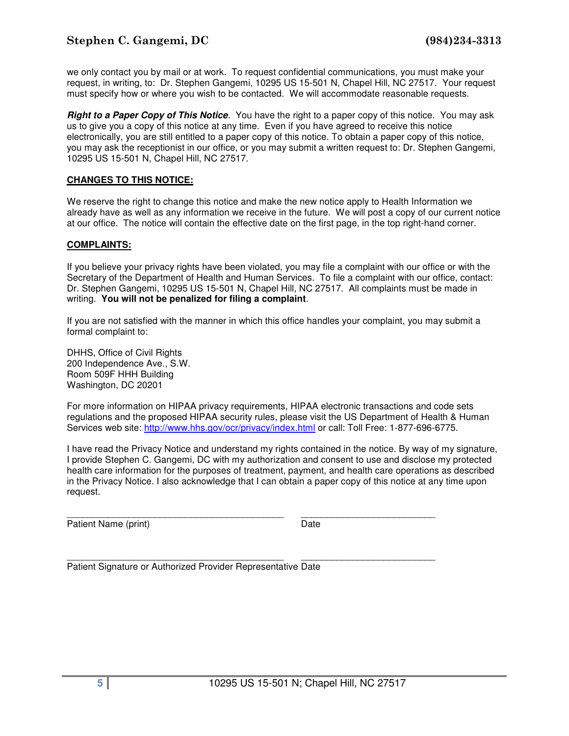we only contact you by mail or at work. To request confidential communications, you must make your request, in writing, to: Dr. Stephen Gangemi, 10295 US 15-501 N, Chapel Hill, NC 27517. Your request must specify how or where you wish to be contacted. We will accommodate reasonable requests.

***Right to a Paper Copy of This Notice***. You have the right to a paper copy of this notice. You may ask us to give you a copy of this notice at any time. Even if you have agreed to receive this notice electronically, you are still entitled to a paper copy of this notice. To obtain a paper copy of this notice, you may ask the receptionist in our office, or you may submit a written request to: Dr. Stephen Gangemi, 10295 US 15-501 N, Chapel Hill, NC 27517.

**CHANGES TO THIS NOTICE:**

We reserve the right to change this notice and make the new notice apply to Health Information we already have as well as any information we receive in the future. We will post a copy of our current notice at our office. The notice will contain the effective date on the first page, in the top right-hand corner.

**COMPLAINTS:**

If you believe your privacy rights have been violated, you may file a complaint with our office or with the Secretary of the Department of Health and Human Services. To file a complaint with our office, contact: Dr. Stephen Gangemi, 10295 US 15-501 N, Chapel Hill, NC 27517. All complaints must be made in writing. **You will not be penalized for filing a complaint**.

If you are not satisfied with the manner in which this office handles your complaint, you may submit a formal complaint to:

DHHS, Office of Civil Rights
200 Independence Ave., S.W.
Room 509F HHH Building
Washington, DC 20201

For more information on HIPAA privacy requirements, HIPAA electronic transactions and code sets regulations and the proposed HIPAA security rules, please visit the US Department of Health & Human Services web site: http://www.hhs.gov/ocr/privacy/index.html or call: Toll Free: 1-877-696-6775.

I have read the Privacy Notice and understand my rights contained in the notice. By way of my signature, I provide Stephen C. Gangemi, DC with my authorization and consent to use and disclose my protected health care information for the purposes of treatment, payment, and health care operations as described in the Privacy Notice. I also acknowledge that I can obtain a paper copy of this notice at any time upon request.

\_\_\_\_\_\_\_\_\_\_\_\_\_\_\_\_\_\_\_\_\_\_\_\_\_\_\_\_\_\_\_\_\_\_\_\_\_\_\_\_\_\_ \_\_\_\_\_\_\_\_\_\_\_\_\_\_\_\_\_\_\_\_\_\_\_\_\_\_
Patient Name (print) Date

\_\_\_\_\_\_\_\_\_\_\_\_\_\_\_\_\_\_\_\_\_\_\_\_\_\_\_\_\_\_\_\_\_\_\_\_\_\_\_\_\_\_ \_\_\_\_\_\_\_\_\_\_\_\_\_\_\_\_\_\_\_\_\_\_\_\_\_\_
Patient Signature or Authorized Provider Representative Date